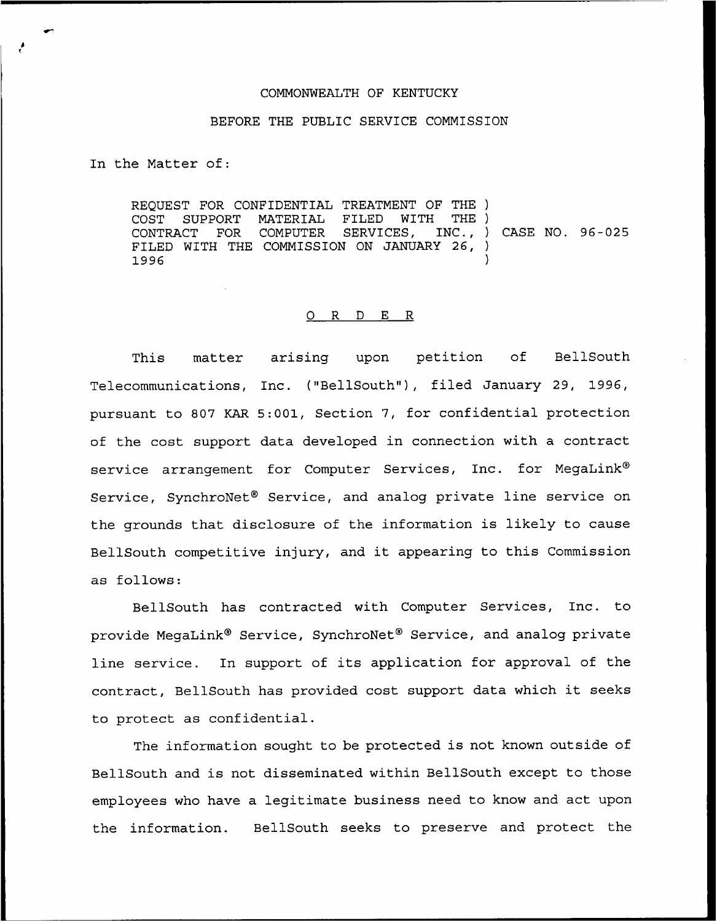COMMONWEALTH OF KENTUCKY

BEFORE THE PUBLIC SERVICE COMMISSION

In the Matter of:

REQUEST FOR CONFIDENTIAL TREATMENT OF THE COST SUPPORT MATERIAL FILED WITH THE CONTRACT FOR COMPUTER SERVICES, INC., FILED WITH THE COMMISSION ON JANUARY 26, 1996 ) CASE NO. 96-025

## O R D E R

This matter arising upon petition of BellSouth Telecommunications, Inc. ("BellSouth"), filed January 29, 1996, pursuant to 807 KAR 5:001, Section 7, for confidential protection of the cost support data developed in connection with a contract service arrangement for Computer Services, Inc. for MegaLink® Service, SynchroNet® Service, and analog private line service on the grounds that disclosure of the information is likely to cause BellSouth competitive injury, and it appearing to this Commission as follows:

BellSouth has contracted with Computer Services, Inc. to provide MegaLink® Service, SynchroNet® Service, and analog private line service. In support of its application for approval of the contract, BellSouth has provided cost support data which it seeks to protect as confidential.

The information sought to be protected is not known outside of BellSouth and is not disseminated within BellSouth except to those employees who have a legitimate business need to know and act upon the information. BellSouth seeks to preserve and protect the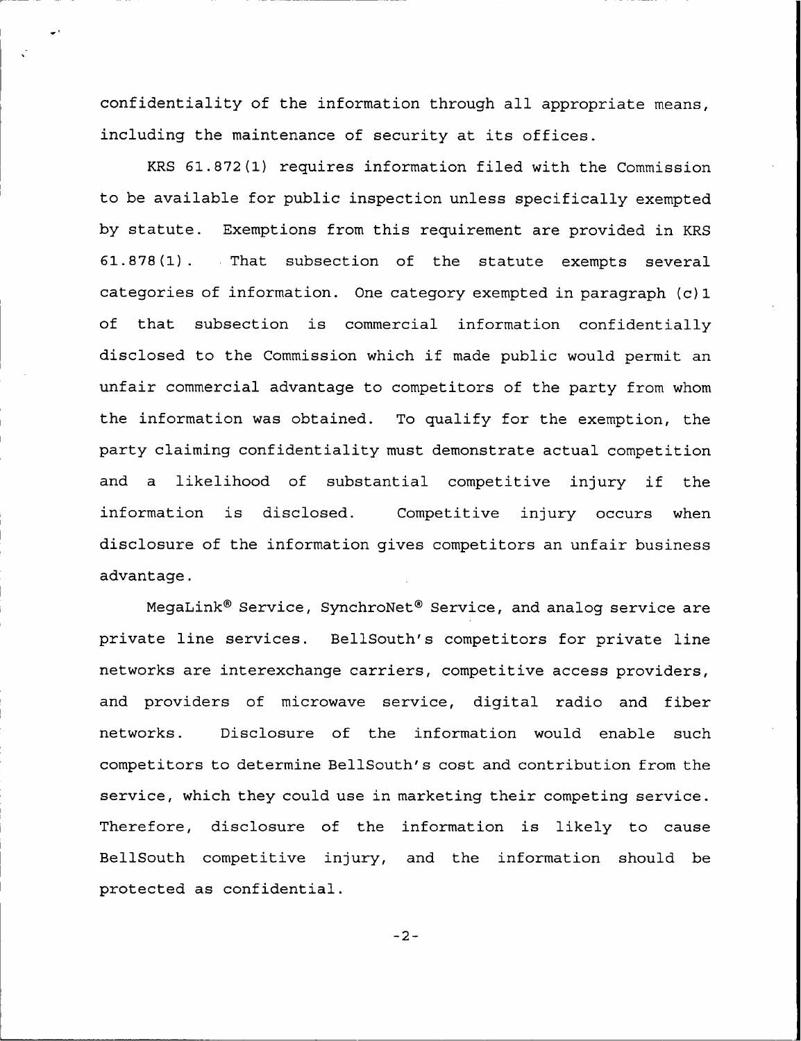confidentiality of the information through all appropriate means, including the maintenance of security at its offices.

KRS 61.872(1) requires information filed with the Commission to be available for public inspection unless specifically exempted by statute. Exemptions from this requirement are provided in KRS 61.878(1). That subsection of the statute exempts several categories of information. One category exempted in paragraph (c)1 of that subsection is commercial information confidentially disclosed to the Commission which if made public would permit an unfair commercial advantage to competitors of the party from whom the information was obtained. To qualify for the exemption, the party claiming confidentiality must demonstrate actual competition and a likelihood of substantial competitive injury if the information is disclosed. Competitive injury occurs when disclosure of the information gives competitors an unfair business advantage.

MegaLink® Service, SynchroNet® Service, and analog service are private line services. BellSouth's competitors for private line networks are interexchange carriers, competitive access providers, and providers of microwave service, digital radio and fiber networks. Disclosure of the information would enable such competitors to determine BellSouth's cost and contribution from the service, which they could use in marketing their competing service. Therefore, disclosure of the information is likely to cause BellSouth competitive injury, and the information should be protected as confidential.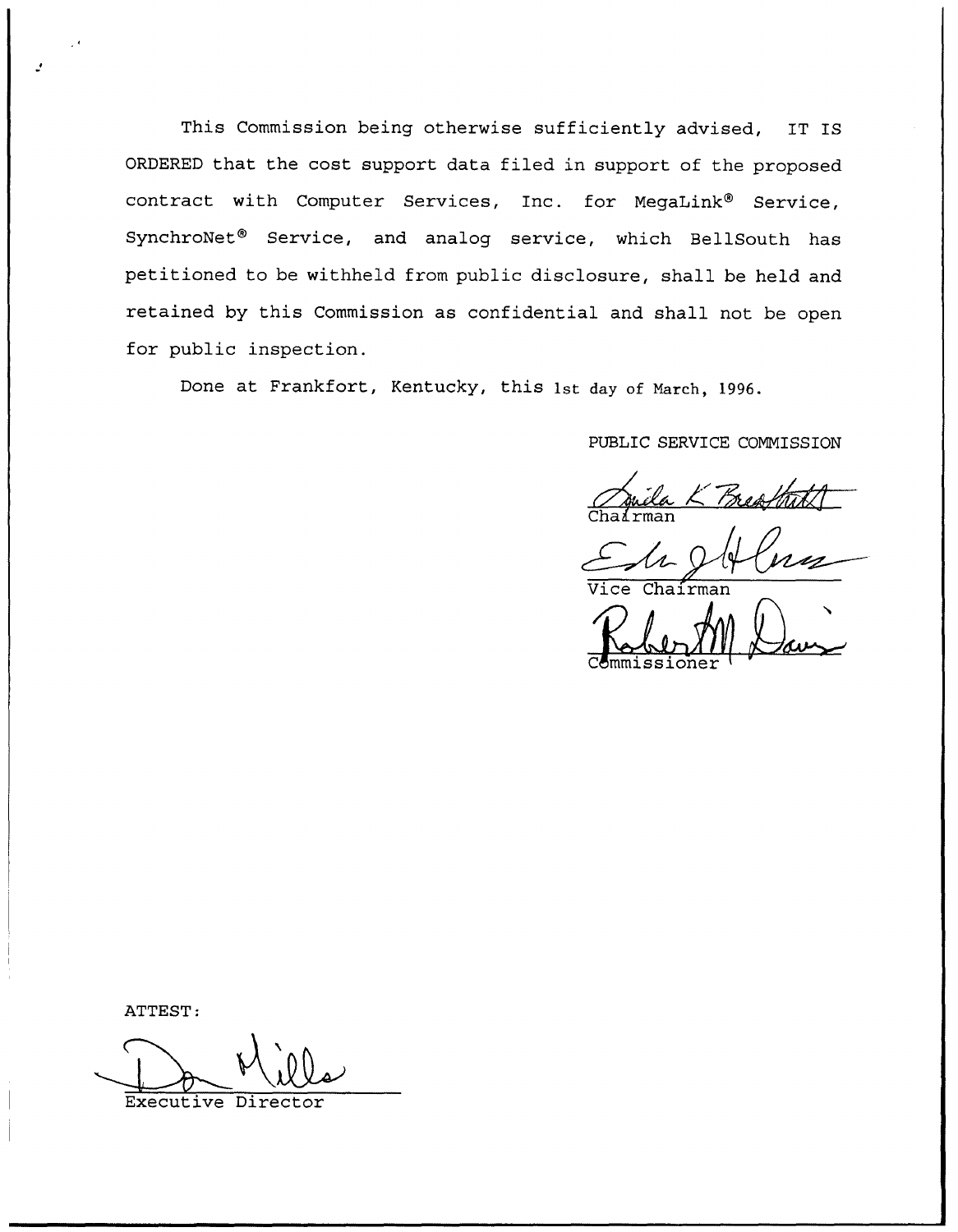This Commission being otherwise sufficiently advised, IT IS ORDERED that the cost support data filed in support of the proposed contract with Computer Services, Inc. for MegaLink® Service, SynchroNet® Service, and analog service, which BellSouth has petitioned to be withheld from public disclosure, shall be held and retained by this Commission as confidential and shall not be open for public inspection.

Done at Frankfort, Kentucky, this 1st day of March, 1996.

PUBLIC SERVICE COMMISSION

Chairman

Vice Chairman

Commissioner

ATTEST:

Executive Director